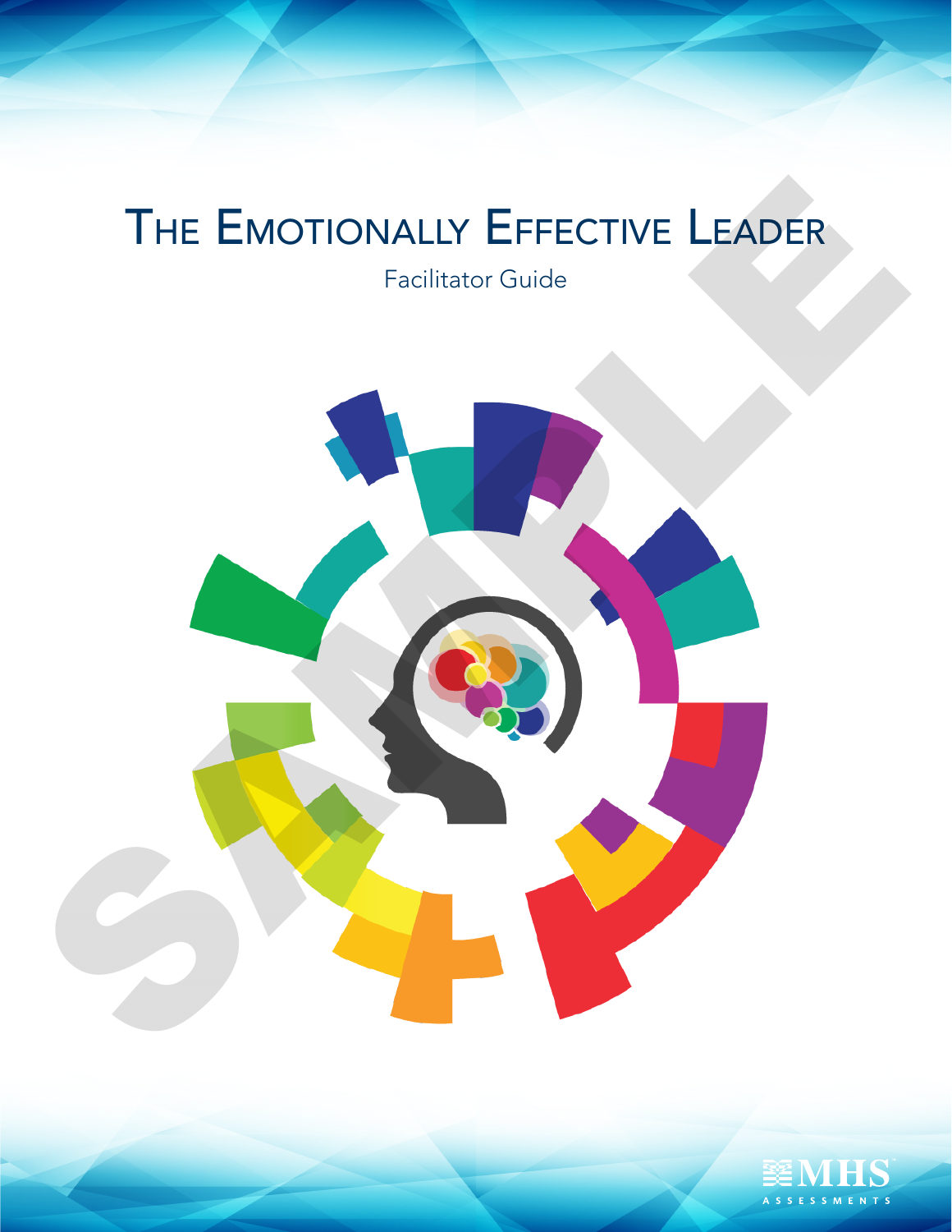# The Emotionally Effective Leader

Facilitator Guide

SAMPLE

MHS
ASSESSMENTS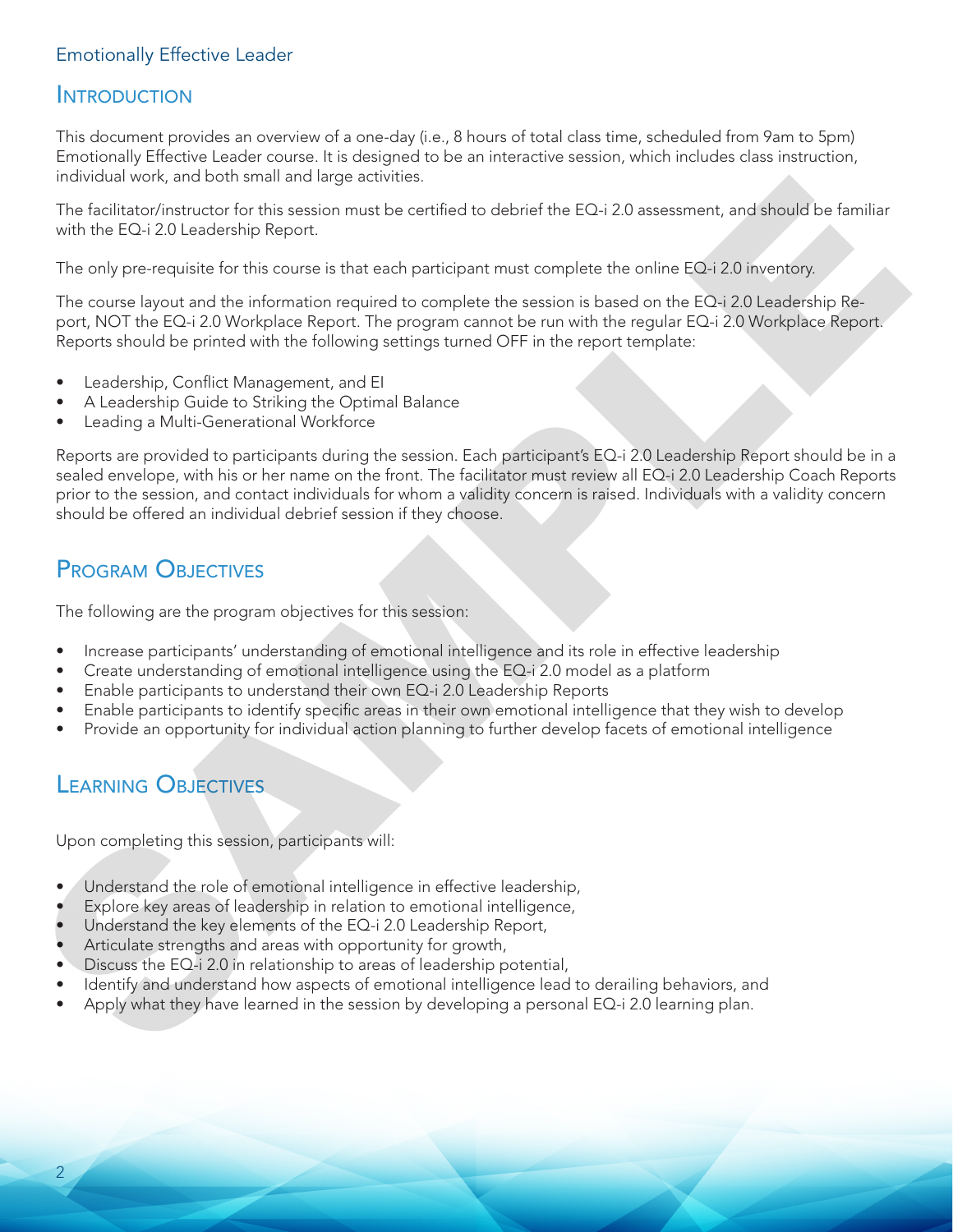Emotionally Effective Leader

## Introduction

This document provides an overview of a one-day (i.e., 8 hours of total class time, scheduled from 9am to 5pm) Emotionally Effective Leader course. It is designed to be an interactive session, which includes class instruction, individual work, and both small and large activities.

The facilitator/instructor for this session must be certified to debrief the EQ-i 2.0 assessment, and should be familiar with the EQ-i 2.0 Leadership Report.

The only pre-requisite for this course is that each participant must complete the online EQ-i 2.0 inventory.

The course layout and the information required to complete the session is based on the EQ-i 2.0 Leadership Report, NOT the EQ-i 2.0 Workplace Report. The program cannot be run with the regular EQ-i 2.0 Workplace Report. Reports should be printed with the following settings turned OFF in the report template:

- Leadership, Conflict Management, and EI
- A Leadership Guide to Striking the Optimal Balance
- Leading a Multi-Generational Workforce

Reports are provided to participants during the session. Each participant's EQ-i 2.0 Leadership Report should be in a sealed envelope, with his or her name on the front. The facilitator must review all EQ-i 2.0 Leadership Coach Reports prior to the session, and contact individuals for whom a validity concern is raised. Individuals with a validity concern should be offered an individual debrief session if they choose.

## Program Objectives

The following are the program objectives for this session:

- Increase participants' understanding of emotional intelligence and its role in effective leadership
- Create understanding of emotional intelligence using the EQ-i 2.0 model as a platform
- Enable participants to understand their own EQ-i 2.0 Leadership Reports
- Enable participants to identify specific areas in their own emotional intelligence that they wish to develop
- Provide an opportunity for individual action planning to further develop facets of emotional intelligence

## Learning Objectives

Upon completing this session, participants will:

- Understand the role of emotional intelligence in effective leadership,
- Explore key areas of leadership in relation to emotional intelligence,
- Understand the key elements of the EQ-i 2.0 Leadership Report,
- Articulate strengths and areas with opportunity for growth,
- Discuss the EQ-i 2.0 in relationship to areas of leadership potential,
- Identify and understand how aspects of emotional intelligence lead to derailing behaviors, and
- Apply what they have learned in the session by developing a personal EQ-i 2.0 learning plan.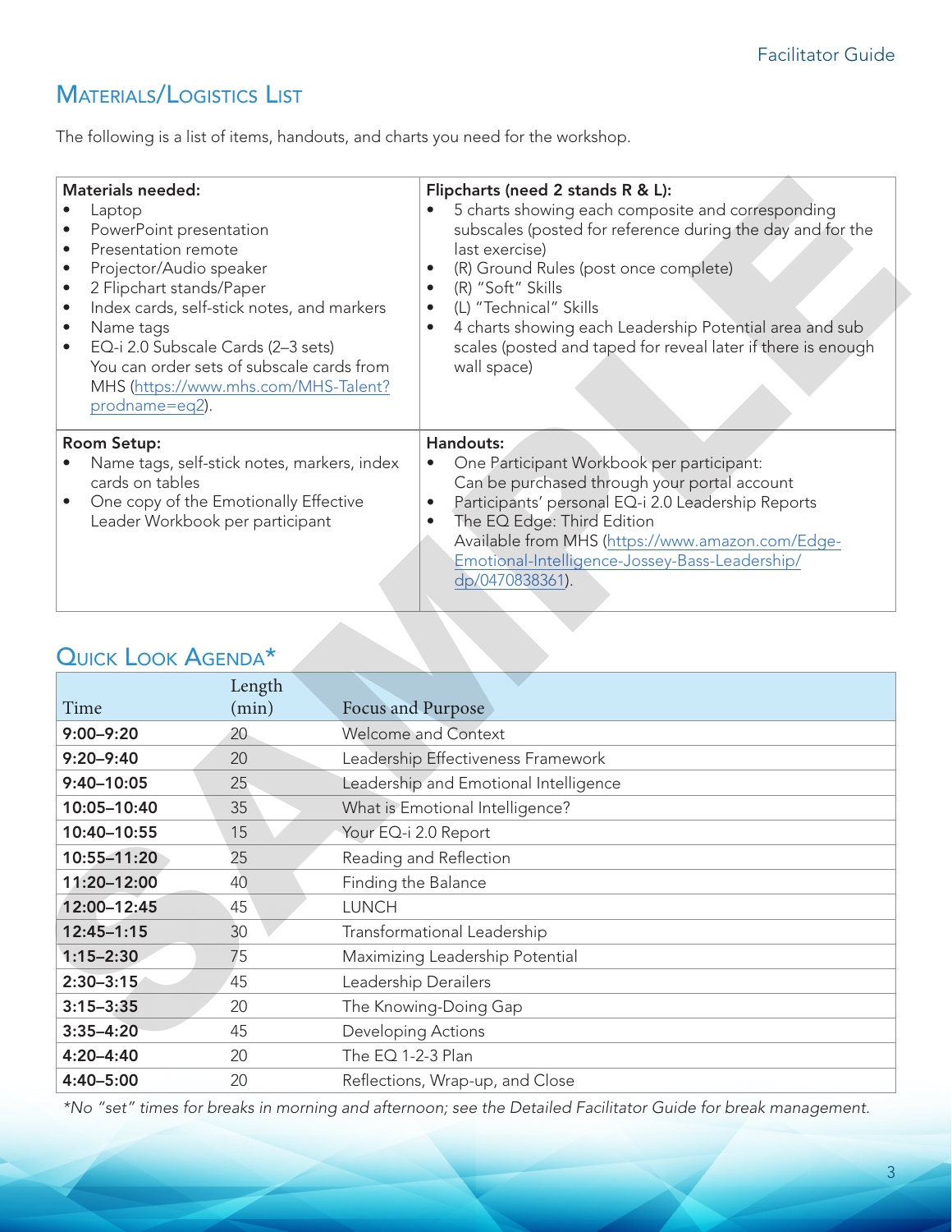## Materials/Logistics List

The following is a list of items, handouts, and charts you need for the workshop.

| **Materials needed:** | **Flipcharts (need 2 stands R & L):** |
|---|---|
| • Laptop<br>• PowerPoint presentation<br>• Presentation remote<br>• Projector/Audio speaker<br>• 2 Flipchart stands/Paper<br>• Index cards, self-stick notes, and markers<br>• Name tags<br>• EQ-i 2.0 Subscale Cards (2–3 sets)<br>You can order sets of subscale cards from MHS (https://www.mhs.com/MHS-Talent?prodname=eq2). | • 5 charts showing each composite and corresponding subscales (posted for reference during the day and for the last exercise)<br>• (R) Ground Rules (post once complete)<br>• (R) "Soft" Skills<br>• (L) "Technical" Skills<br>• 4 charts showing each Leadership Potential area and sub scales (posted and taped for reveal later if there is enough wall space) |
| **Room Setup:**<br>• Name tags, self-stick notes, markers, index cards on tables<br>• One copy of the Emotionally Effective Leader Workbook per participant | **Handouts:**<br>• One Participant Workbook per participant:<br>Can be purchased through your portal account<br>• Participants' personal EQ-i 2.0 Leadership Reports<br>• The EQ Edge: Third Edition<br>Available from MHS (https://www.amazon.com/Edge-Emotional-Intelligence-Jossey-Bass-Leadership/dp/0470838361). |

## Quick Look Agenda*

| Time | Length (min) | Focus and Purpose |
|---|---|---|
| **9:00–9:20** | 20 | Welcome and Context |
| **9:20–9:40** | 20 | Leadership Effectiveness Framework |
| **9:40–10:05** | 25 | Leadership and Emotional Intelligence |
| **10:05–10:40** | 35 | What is Emotional Intelligence? |
| **10:40–10:55** | 15 | Your EQ-i 2.0 Report |
| **10:55–11:20** | 25 | Reading and Reflection |
| **11:20–12:00** | 40 | Finding the Balance |
| **12:00–12:45** | 45 | LUNCH |
| **12:45–1:15** | 30 | Transformational Leadership |
| **1:15–2:30** | 75 | Maximizing Leadership Potential |
| **2:30–3:15** | 45 | Leadership Derailers |
| **3:15–3:35** | 20 | The Knowing-Doing Gap |
| **3:35–4:20** | 45 | Developing Actions |
| **4:20–4:40** | 20 | The EQ 1-2-3 Plan |
| **4:40–5:00** | 20 | Reflections, Wrap-up, and Close |

*\*No "set" times for breaks in morning and afternoon; see the Detailed Facilitator Guide for break management.*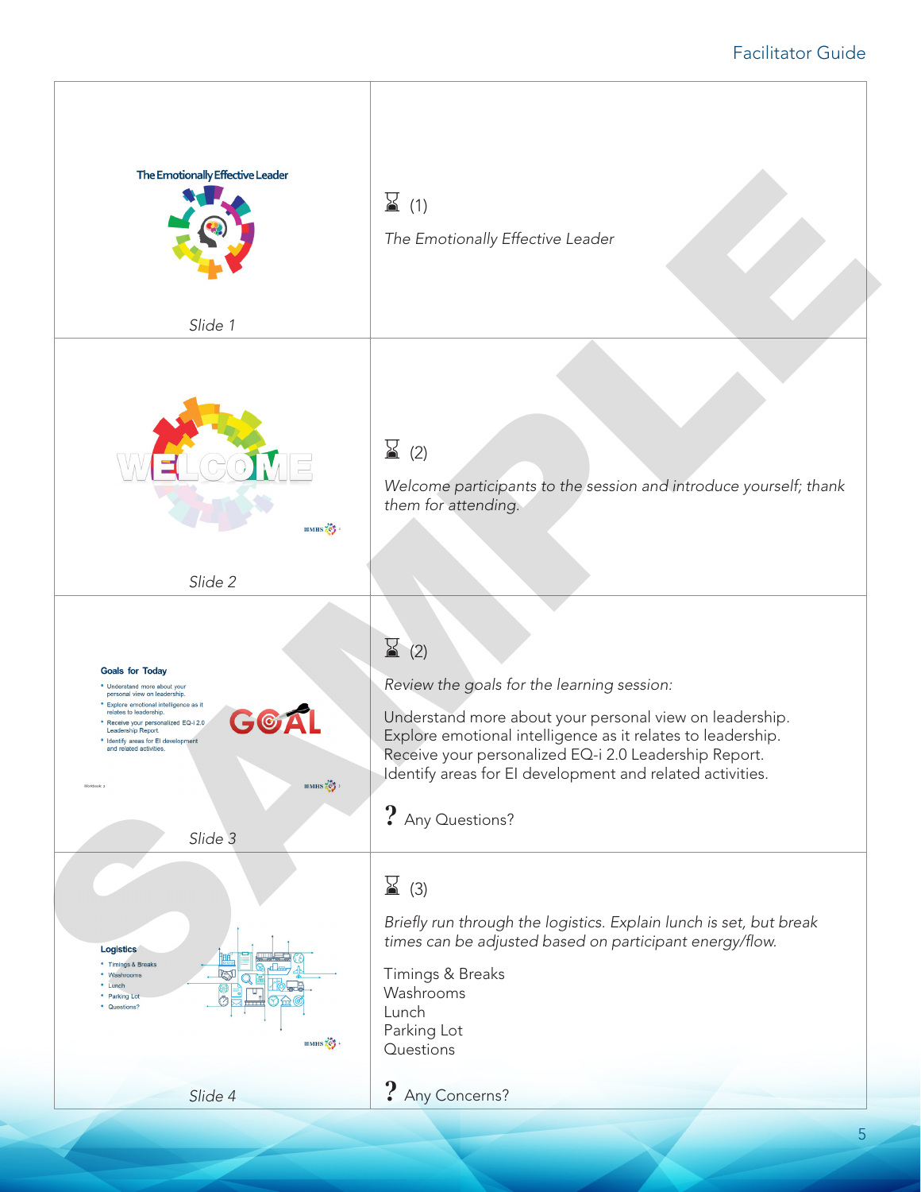| Slide | Facilitator Notes |
| --- | --- |
| **The Emotionally Effective Leader**<br><br>*Slide 1* | ⌛ (1)<br><br>*The Emotionally Effective Leader* |
| WELCOME<br><br>*Slide 2* | ⌛ (2)<br><br>*Welcome participants to the session and introduce yourself; thank them for attending.* |
| **Goals for Today**<br>• Understand more about your personal view on leadership.<br>• Explore emotional intelligence as it relates to leadership.<br>• Receive your personalized EQ-i 2.0 Leadership Report.<br>• Identify areas for EI development and related activities.<br>GOAL<br><br>*Slide 3* | ⌛ (2)<br><br>*Review the goals for the learning session:*<br><br>Understand more about your personal view on leadership.<br>Explore emotional intelligence as it relates to leadership.<br>Receive your personalized EQ-i 2.0 Leadership Report.<br>Identify areas for EI development and related activities.<br><br>? Any Questions? |
| **Logistics**<br>• Timings & Breaks<br>• Washrooms<br>• Lunch<br>• Parking Lot<br>• Questions?<br><br>*Slide 4* | ⌛ (3)<br><br>*Briefly run through the logistics. Explain lunch is set, but break times can be adjusted based on participant energy/flow.*<br><br>Timings & Breaks<br>Washrooms<br>Lunch<br>Parking Lot<br>Questions<br><br>? Any Concerns? |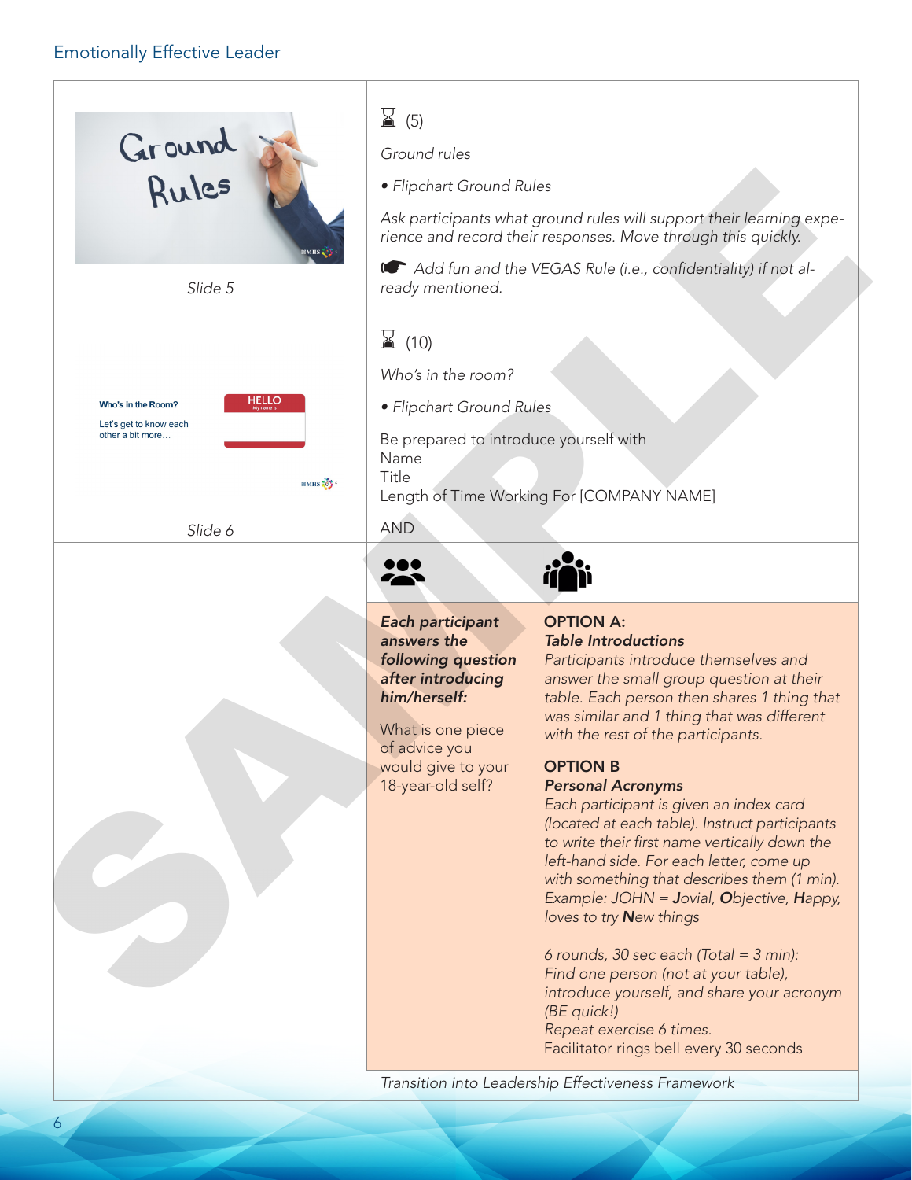| | |
|---|---|
| Ground Rules<br><br>*Slide 5* | ⌛ (5)<br>*Ground rules*<br>• *Flipchart Ground Rules*<br>*Ask participants what ground rules will support their learning experience and record their responses. Move through this quickly.*<br>☛ *Add fun and the VEGAS Rule (i.e., confidentiality) if not already mentioned.* |
| Who's in the Room?<br>Let's get to know each other a bit more…<br>HELLO My name is<br><br>*Slide 6* | ⌛ (10)<br>*Who's in the room?*<br>• *Flipchart Ground Rules*<br>Be prepared to introduce yourself with<br>Name<br>Title<br>Length of Time Working For [COMPANY NAME]<br>AND |

| | |
|---|---|
| ***Each participant answers the following question after introducing him/herself:***<br><br>What is one piece of advice you would give to your 18-year-old self? | **OPTION A:**<br>***Table Introductions***<br>*Participants introduce themselves and answer the small group question at their table. Each person then shares 1 thing that was similar and 1 thing that was different with the rest of the participants.*<br><br>**OPTION B**<br>***Personal Acronyms***<br>*Each participant is given an index card (located at each table). Instruct participants to write their first name vertically down the left-hand side. For each letter, come up with something that describes them (1 min). Example: JOHN = **J**ovial, **O**bjective, **H**appy, loves to try **N**ew things*<br><br>*6 rounds, 30 sec each (Total = 3 min): Find one person (not at your table), introduce yourself, and share your acronym (BE quick!)*<br>*Repeat exercise 6 times.*<br>Facilitator rings bell every 30 seconds |

*Transition into Leadership Effectiveness Framework*